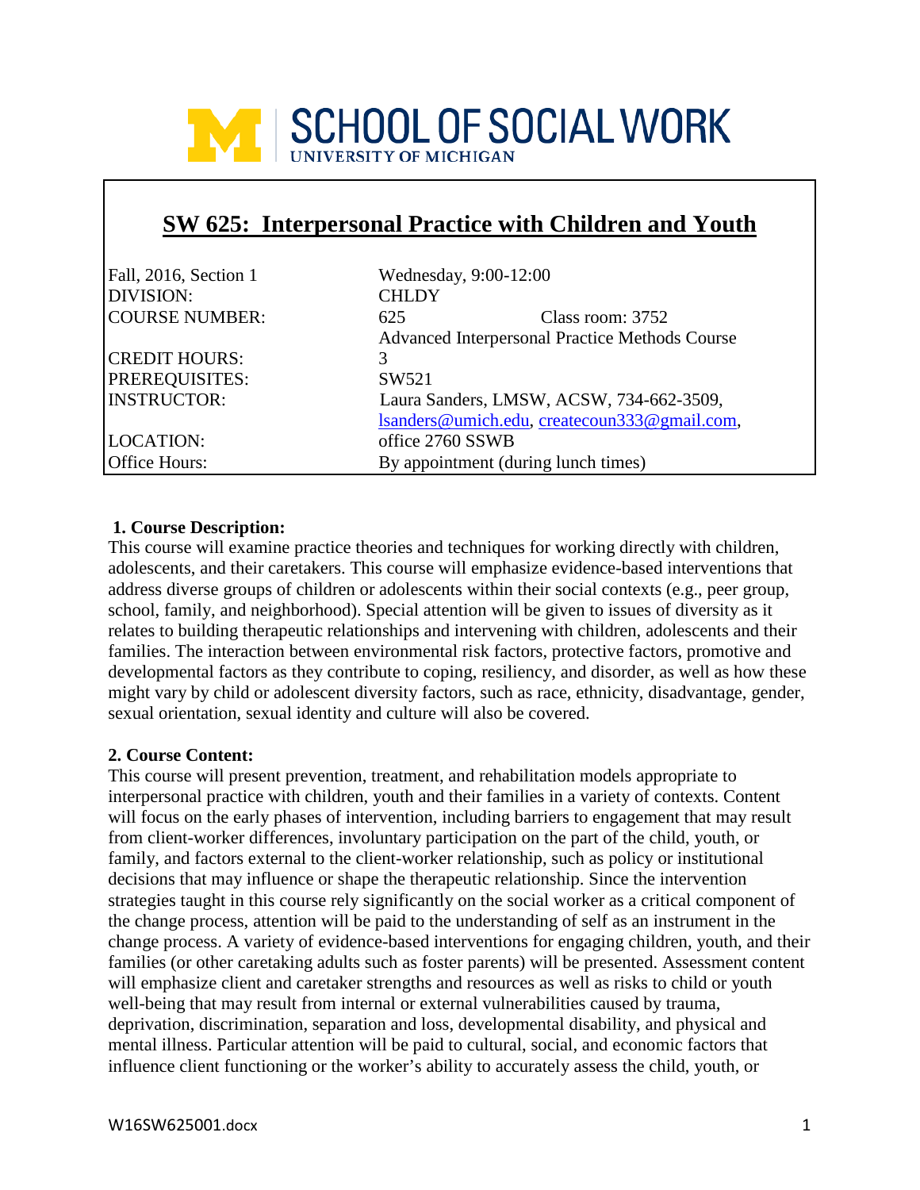SCHOOL OF SOCIAL WORK
UNIVERSITY OF MICHIGAN

# SW 625: Interpersonal Practice with Children and Youth

| | |
|---|---|
| Fall, 2016, Section 1 | Wednesday, 9:00-12:00 |
| DIVISION: | CHLDY |
| COURSE NUMBER: | 625 Class room: 3752 |
| | Advanced Interpersonal Practice Methods Course |
| CREDIT HOURS: | 3 |
| PREREQUISITES: | SW521 |
| INSTRUCTOR: | Laura Sanders, LMSW, ACSW, 734-662-3509, lsanders@umich.edu, createcoun333@gmail.com, |
| LOCATION: | office 2760 SSWB |
| Office Hours: | By appointment (during lunch times) |

**1. Course Description:**

This course will examine practice theories and techniques for working directly with children, adolescents, and their caretakers. This course will emphasize evidence-based interventions that address diverse groups of children or adolescents within their social contexts (e.g., peer group, school, family, and neighborhood). Special attention will be given to issues of diversity as it relates to building therapeutic relationships and intervening with children, adolescents and their families. The interaction between environmental risk factors, protective factors, promotive and developmental factors as they contribute to coping, resiliency, and disorder, as well as how these might vary by child or adolescent diversity factors, such as race, ethnicity, disadvantage, gender, sexual orientation, sexual identity and culture will also be covered.

**2. Course Content:**

This course will present prevention, treatment, and rehabilitation models appropriate to interpersonal practice with children, youth and their families in a variety of contexts. Content will focus on the early phases of intervention, including barriers to engagement that may result from client-worker differences, involuntary participation on the part of the child, youth, or family, and factors external to the client-worker relationship, such as policy or institutional decisions that may influence or shape the therapeutic relationship. Since the intervention strategies taught in this course rely significantly on the social worker as a critical component of the change process, attention will be paid to the understanding of self as an instrument in the change process. A variety of evidence-based interventions for engaging children, youth, and their families (or other caretaking adults such as foster parents) will be presented. Assessment content will emphasize client and caretaker strengths and resources as well as risks to child or youth well-being that may result from internal or external vulnerabilities caused by trauma, deprivation, discrimination, separation and loss, developmental disability, and physical and mental illness. Particular attention will be paid to cultural, social, and economic factors that influence client functioning or the worker's ability to accurately assess the child, youth, or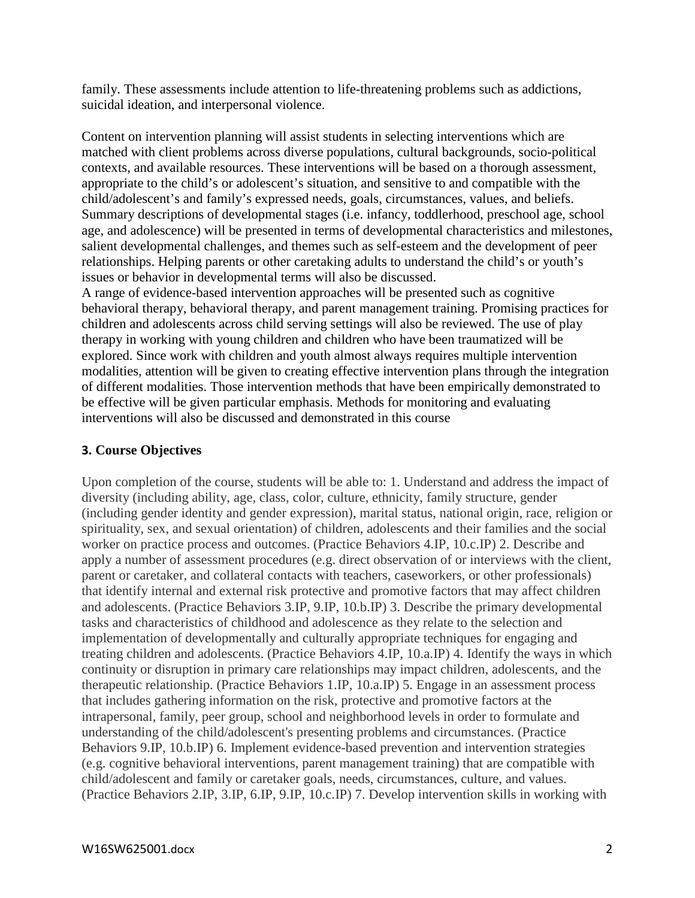family. These assessments include attention to life-threatening problems such as addictions, suicidal ideation, and interpersonal violence.

Content on intervention planning will assist students in selecting interventions which are matched with client problems across diverse populations, cultural backgrounds, socio-political contexts, and available resources. These interventions will be based on a thorough assessment, appropriate to the child's or adolescent's situation, and sensitive to and compatible with the child/adolescent's and family's expressed needs, goals, circumstances, values, and beliefs. Summary descriptions of developmental stages (i.e. infancy, toddlerhood, preschool age, school age, and adolescence) will be presented in terms of developmental characteristics and milestones, salient developmental challenges, and themes such as self-esteem and the development of peer relationships. Helping parents or other caretaking adults to understand the child's or youth's issues or behavior in developmental terms will also be discussed.
A range of evidence-based intervention approaches will be presented such as cognitive behavioral therapy, behavioral therapy, and parent management training. Promising practices for children and adolescents across child serving settings will also be reviewed. The use of play therapy in working with young children and children who have been traumatized will be explored. Since work with children and youth almost always requires multiple intervention modalities, attention will be given to creating effective intervention plans through the integration of different modalities. Those intervention methods that have been empirically demonstrated to be effective will be given particular emphasis. Methods for monitoring and evaluating interventions will also be discussed and demonstrated in this course

### 3. Course Objectives

Upon completion of the course, students will be able to: 1. Understand and address the impact of diversity (including ability, age, class, color, culture, ethnicity, family structure, gender (including gender identity and gender expression), marital status, national origin, race, religion or spirituality, sex, and sexual orientation) of children, adolescents and their families and the social worker on practice process and outcomes. (Practice Behaviors 4.IP, 10.c.IP) 2. Describe and apply a number of assessment procedures (e.g. direct observation of or interviews with the client, parent or caretaker, and collateral contacts with teachers, caseworkers, or other professionals) that identify internal and external risk protective and promotive factors that may affect children and adolescents. (Practice Behaviors 3.IP, 9.IP, 10.b.IP) 3. Describe the primary developmental tasks and characteristics of childhood and adolescence as they relate to the selection and implementation of developmentally and culturally appropriate techniques for engaging and treating children and adolescents. (Practice Behaviors 4.IP, 10.a.IP) 4. Identify the ways in which continuity or disruption in primary care relationships may impact children, adolescents, and the therapeutic relationship. (Practice Behaviors 1.IP, 10.a.IP) 5. Engage in an assessment process that includes gathering information on the risk, protective and promotive factors at the intrapersonal, family, peer group, school and neighborhood levels in order to formulate and understanding of the child/adolescent's presenting problems and circumstances. (Practice Behaviors 9.IP, 10.b.IP) 6. Implement evidence-based prevention and intervention strategies (e.g. cognitive behavioral interventions, parent management training) that are compatible with child/adolescent and family or caretaker goals, needs, circumstances, culture, and values. (Practice Behaviors 2.IP, 3.IP, 6.IP, 9.IP, 10.c.IP) 7. Develop intervention skills in working with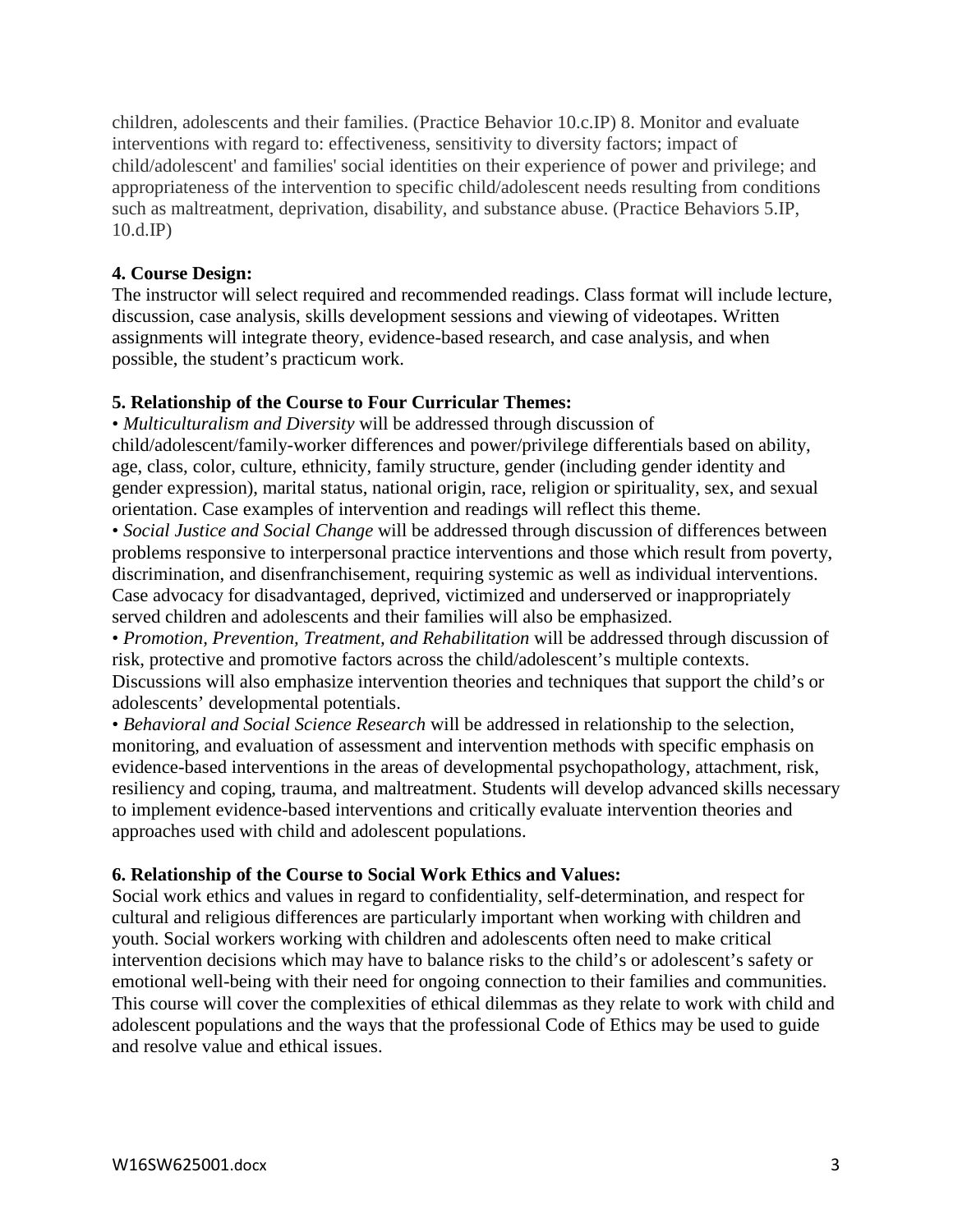children, adolescents and their families. (Practice Behavior 10.c.IP) 8. Monitor and evaluate interventions with regard to: effectiveness, sensitivity to diversity factors; impact of child/adolescent' and families' social identities on their experience of power and privilege; and appropriateness of the intervention to specific child/adolescent needs resulting from conditions such as maltreatment, deprivation, disability, and substance abuse. (Practice Behaviors 5.IP, 10.d.IP)

**4. Course Design:**
The instructor will select required and recommended readings. Class format will include lecture, discussion, case analysis, skills development sessions and viewing of videotapes. Written assignments will integrate theory, evidence-based research, and case analysis, and when possible, the student's practicum work.

**5. Relationship of the Course to Four Curricular Themes:**

- *Multiculturalism and Diversity* will be addressed through discussion of child/adolescent/family-worker differences and power/privilege differentials based on ability, age, class, color, culture, ethnicity, family structure, gender (including gender identity and gender expression), marital status, national origin, race, religion or spirituality, sex, and sexual orientation. Case examples of intervention and readings will reflect this theme.
- *Social Justice and Social Change* will be addressed through discussion of differences between problems responsive to interpersonal practice interventions and those which result from poverty, discrimination, and disenfranchisement, requiring systemic as well as individual interventions. Case advocacy for disadvantaged, deprived, victimized and underserved or inappropriately served children and adolescents and their families will also be emphasized.
- *Promotion, Prevention, Treatment, and Rehabilitation* will be addressed through discussion of risk, protective and promotive factors across the child/adolescent's multiple contexts. Discussions will also emphasize intervention theories and techniques that support the child's or adolescents' developmental potentials.
- *Behavioral and Social Science Research* will be addressed in relationship to the selection, monitoring, and evaluation of assessment and intervention methods with specific emphasis on evidence-based interventions in the areas of developmental psychopathology, attachment, risk, resiliency and coping, trauma, and maltreatment. Students will develop advanced skills necessary to implement evidence-based interventions and critically evaluate intervention theories and approaches used with child and adolescent populations.

**6. Relationship of the Course to Social Work Ethics and Values:**
Social work ethics and values in regard to confidentiality, self-determination, and respect for cultural and religious differences are particularly important when working with children and youth. Social workers working with children and adolescents often need to make critical intervention decisions which may have to balance risks to the child's or adolescent's safety or emotional well-being with their need for ongoing connection to their families and communities. This course will cover the complexities of ethical dilemmas as they relate to work with child and adolescent populations and the ways that the professional Code of Ethics may be used to guide and resolve value and ethical issues.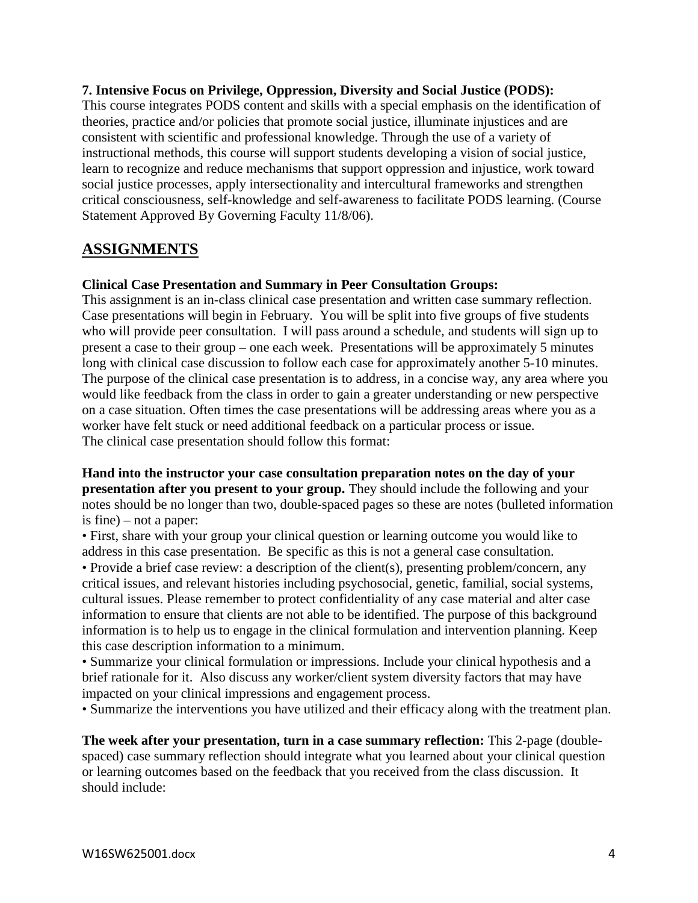**7. Intensive Focus on Privilege, Oppression, Diversity and Social Justice (PODS):**
This course integrates PODS content and skills with a special emphasis on the identification of theories, practice and/or policies that promote social justice, illuminate injustices and are consistent with scientific and professional knowledge. Through the use of a variety of instructional methods, this course will support students developing a vision of social justice, learn to recognize and reduce mechanisms that support oppression and injustice, work toward social justice processes, apply intersectionality and intercultural frameworks and strengthen critical consciousness, self-knowledge and self-awareness to facilitate PODS learning. (Course Statement Approved By Governing Faculty 11/8/06).

## ASSIGNMENTS

**Clinical Case Presentation and Summary in Peer Consultation Groups:**
This assignment is an in-class clinical case presentation and written case summary reflection. Case presentations will begin in February. You will be split into five groups of five students who will provide peer consultation. I will pass around a schedule, and students will sign up to present a case to their group – one each week. Presentations will be approximately 5 minutes long with clinical case discussion to follow each case for approximately another 5-10 minutes. The purpose of the clinical case presentation is to address, in a concise way, any area where you would like feedback from the class in order to gain a greater understanding or new perspective on a case situation. Often times the case presentations will be addressing areas where you as a worker have felt stuck or need additional feedback on a particular process or issue.
The clinical case presentation should follow this format:

**Hand into the instructor your case consultation preparation notes on the day of your presentation after you present to your group.** They should include the following and your notes should be no longer than two, double-spaced pages so these are notes (bulleted information is fine) – not a paper:

- First, share with your group your clinical question or learning outcome you would like to address in this case presentation. Be specific as this is not a general case consultation.
- Provide a brief case review: a description of the client(s), presenting problem/concern, any critical issues, and relevant histories including psychosocial, genetic, familial, social systems, cultural issues. Please remember to protect confidentiality of any case material and alter case information to ensure that clients are not able to be identified. The purpose of this background information is to help us to engage in the clinical formulation and intervention planning. Keep this case description information to a minimum.
- Summarize your clinical formulation or impressions. Include your clinical hypothesis and a brief rationale for it. Also discuss any worker/client system diversity factors that may have impacted on your clinical impressions and engagement process.
- Summarize the interventions you have utilized and their efficacy along with the treatment plan.

**The week after your presentation, turn in a case summary reflection:** This 2-page (double-spaced) case summary reflection should integrate what you learned about your clinical question or learning outcomes based on the feedback that you received from the class discussion. It should include: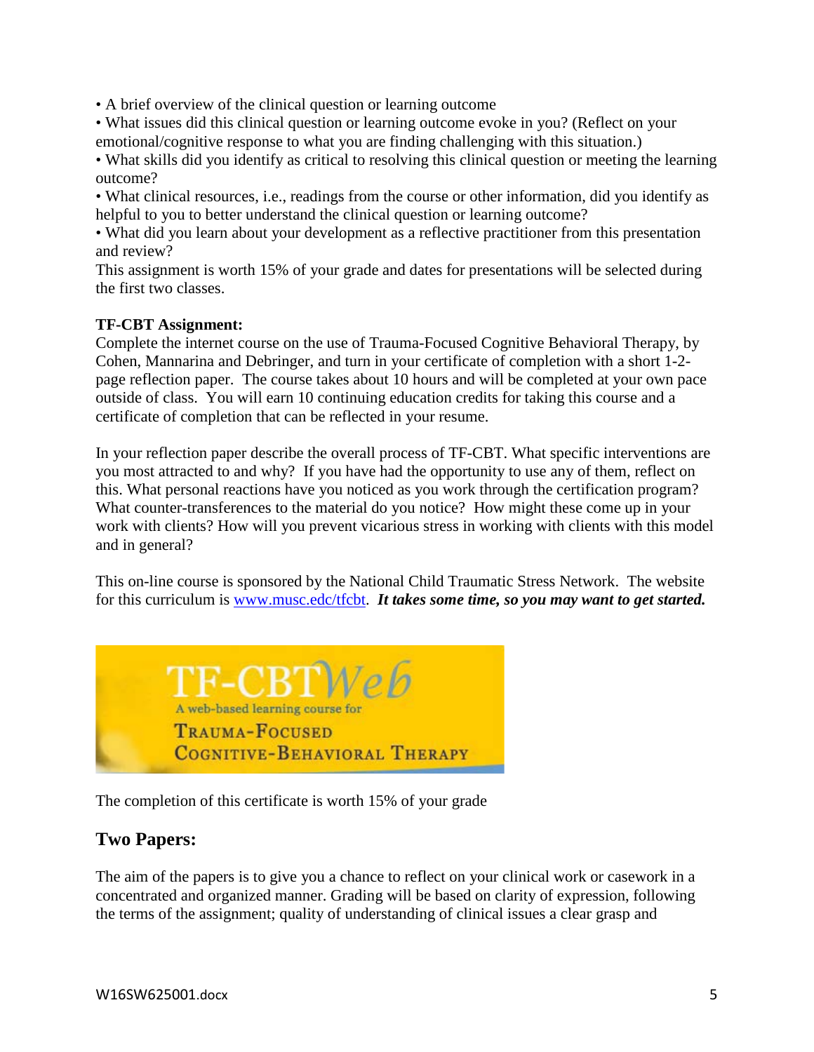• A brief overview of the clinical question or learning outcome
• What issues did this clinical question or learning outcome evoke in you? (Reflect on your emotional/cognitive response to what you are finding challenging with this situation.)
• What skills did you identify as critical to resolving this clinical question or meeting the learning outcome?
• What clinical resources, i.e., readings from the course or other information, did you identify as helpful to you to better understand the clinical question or learning outcome?
• What did you learn about your development as a reflective practitioner from this presentation and review?

This assignment is worth 15% of your grade and dates for presentations will be selected during the first two classes.

**TF-CBT Assignment:**
Complete the internet course on the use of Trauma-Focused Cognitive Behavioral Therapy, by Cohen, Mannarina and Debringer, and turn in your certificate of completion with a short 1-2-page reflection paper. The course takes about 10 hours and will be completed at your own pace outside of class. You will earn 10 continuing education credits for taking this course and a certificate of completion that can be reflected in your resume.

In your reflection paper describe the overall process of TF-CBT. What specific interventions are you most attracted to and why? If you have had the opportunity to use any of them, reflect on this. What personal reactions have you noticed as you work through the certification program? What counter-transferences to the material do you notice? How might these come up in your work with clients? How will you prevent vicarious stress in working with clients with this model and in general?

This on-line course is sponsored by the National Child Traumatic Stress Network. The website for this curriculum is www.musc.edc/tfcbt. ***It takes some time, so you may want to get started.***

TF-CBTWeb
A web-based learning course for
TRAUMA-FOCUSED
COGNITIVE-BEHAVIORAL THERAPY

The completion of this certificate is worth 15% of your grade

## Two Papers:

The aim of the papers is to give you a chance to reflect on your clinical work or casework in a concentrated and organized manner. Grading will be based on clarity of expression, following the terms of the assignment; quality of understanding of clinical issues a clear grasp and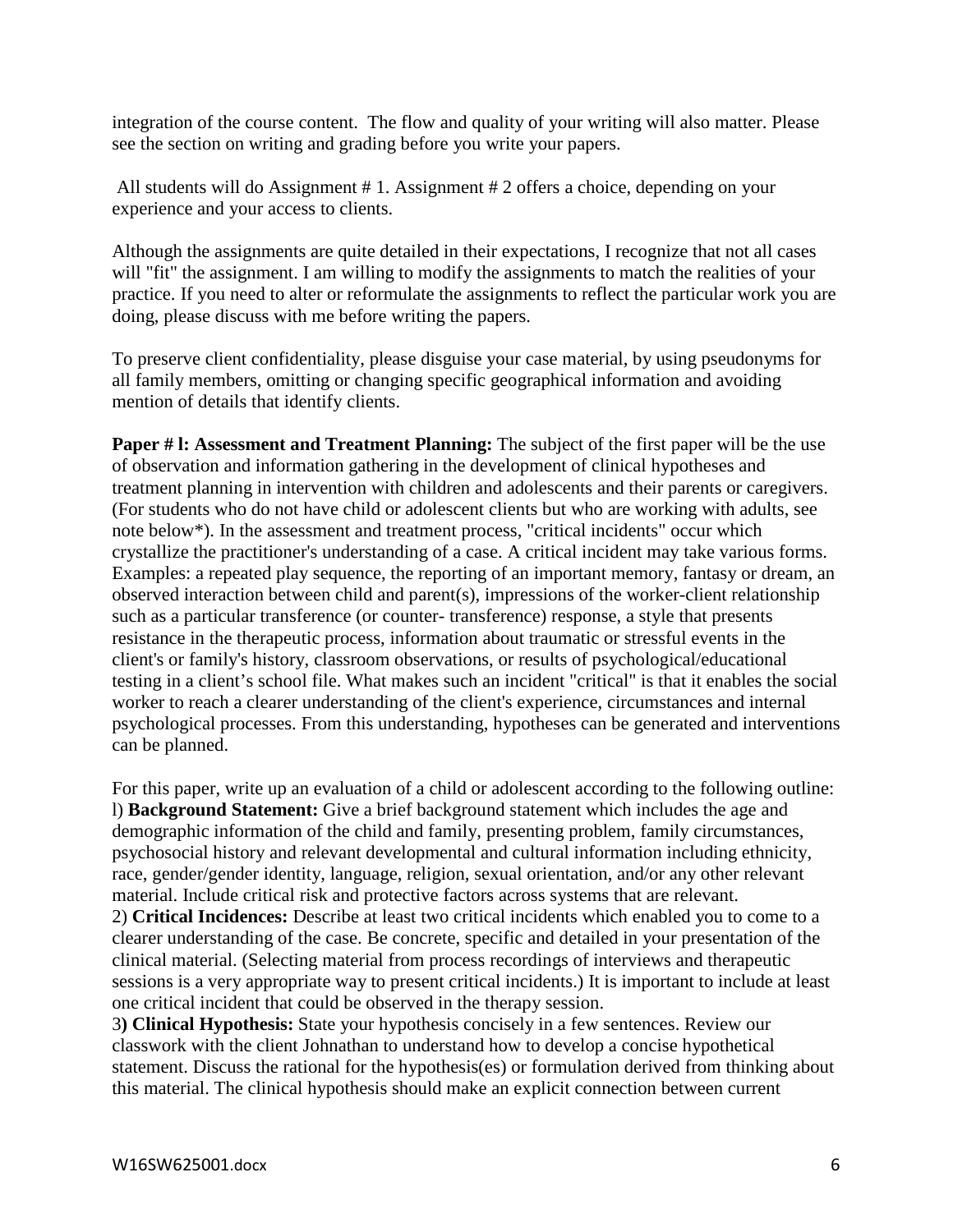integration of the course content. The flow and quality of your writing will also matter. Please see the section on writing and grading before you write your papers.

All students will do Assignment # 1. Assignment # 2 offers a choice, depending on your experience and your access to clients.

Although the assignments are quite detailed in their expectations, I recognize that not all cases will "fit" the assignment. I am willing to modify the assignments to match the realities of your practice. If you need to alter or reformulate the assignments to reflect the particular work you are doing, please discuss with me before writing the papers.

To preserve client confidentiality, please disguise your case material, by using pseudonyms for all family members, omitting or changing specific geographical information and avoiding mention of details that identify clients.

**Paper # l: Assessment and Treatment Planning:** The subject of the first paper will be the use of observation and information gathering in the development of clinical hypotheses and treatment planning in intervention with children and adolescents and their parents or caregivers. (For students who do not have child or adolescent clients but who are working with adults, see note below*). In the assessment and treatment process, "critical incidents" occur which crystallize the practitioner's understanding of a case. A critical incident may take various forms. Examples: a repeated play sequence, the reporting of an important memory, fantasy or dream, an observed interaction between child and parent(s), impressions of the worker-client relationship such as a particular transference (or counter- transference) response, a style that presents resistance in the therapeutic process, information about traumatic or stressful events in the client's or family's history, classroom observations, or results of psychological/educational testing in a client's school file. What makes such an incident "critical" is that it enables the social worker to reach a clearer understanding of the client's experience, circumstances and internal psychological processes. From this understanding, hypotheses can be generated and interventions can be planned.

For this paper, write up an evaluation of a child or adolescent according to the following outline:
l) **Background Statement:** Give a brief background statement which includes the age and demographic information of the child and family, presenting problem, family circumstances, psychosocial history and relevant developmental and cultural information including ethnicity, race, gender/gender identity, language, religion, sexual orientation, and/or any other relevant material. Include critical risk and protective factors across systems that are relevant.
2) **Critical Incidences:** Describe at least two critical incidents which enabled you to come to a clearer understanding of the case. Be concrete, specific and detailed in your presentation of the clinical material. (Selecting material from process recordings of interviews and therapeutic sessions is a very appropriate way to present critical incidents.) It is important to include at least one critical incident that could be observed in the therapy session.
3**) Clinical Hypothesis:** State your hypothesis concisely in a few sentences. Review our classwork with the client Johnathan to understand how to develop a concise hypothetical statement. Discuss the rational for the hypothesis(es) or formulation derived from thinking about this material. The clinical hypothesis should make an explicit connection between current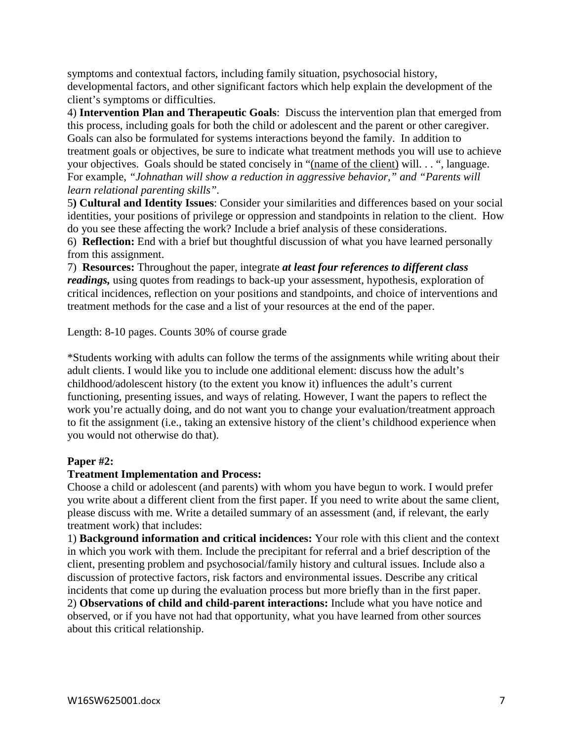symptoms and contextual factors, including family situation, psychosocial history, developmental factors, and other significant factors which help explain the development of the client's symptoms or difficulties.

4) **Intervention Plan and Therapeutic Goals**: Discuss the intervention plan that emerged from this process, including goals for both the child or adolescent and the parent or other caregiver. Goals can also be formulated for systems interactions beyond the family. In addition to treatment goals or objectives, be sure to indicate what treatment methods you will use to achieve your objectives. Goals should be stated concisely in "<u>(name of the client)</u> will. . . ", language. For example, *"Johnathan will show a reduction in aggressive behavior," and "Parents will learn relational parenting skills"*.

5**) Cultural and Identity Issues**: Consider your similarities and differences based on your social identities, your positions of privilege or oppression and standpoints in relation to the client. How do you see these affecting the work? Include a brief analysis of these considerations.

6) **Reflection:** End with a brief but thoughtful discussion of what you have learned personally from this assignment.

7) **Resources:** Throughout the paper, integrate ***at least four references to different class readings,*** using quotes from readings to back-up your assessment, hypothesis, exploration of critical incidences, reflection on your positions and standpoints, and choice of interventions and treatment methods for the case and a list of your resources at the end of the paper.

Length: 8-10 pages. Counts 30% of course grade

*Students working with adults can follow the terms of the assignments while writing about their adult clients. I would like you to include one additional element: discuss how the adult's childhood/adolescent history (to the extent you know it) influences the adult's current functioning, presenting issues, and ways of relating. However, I want the papers to reflect the work you're actually doing, and do not want you to change your evaluation/treatment approach to fit the assignment (i.e., taking an extensive history of the client's childhood experience when you would not otherwise do that).

**Paper #2:**

**Treatment Implementation and Process:**

Choose a child or adolescent (and parents) with whom you have begun to work. I would prefer you write about a different client from the first paper. If you need to write about the same client, please discuss with me. Write a detailed summary of an assessment (and, if relevant, the early treatment work) that includes:

1) **Background information and critical incidences:** Your role with this client and the context in which you work with them. Include the precipitant for referral and a brief description of the client, presenting problem and psychosocial/family history and cultural issues. Include also a discussion of protective factors, risk factors and environmental issues. Describe any critical incidents that come up during the evaluation process but more briefly than in the first paper.

2) **Observations of child and child-parent interactions:** Include what you have notice and observed, or if you have not had that opportunity, what you have learned from other sources about this critical relationship.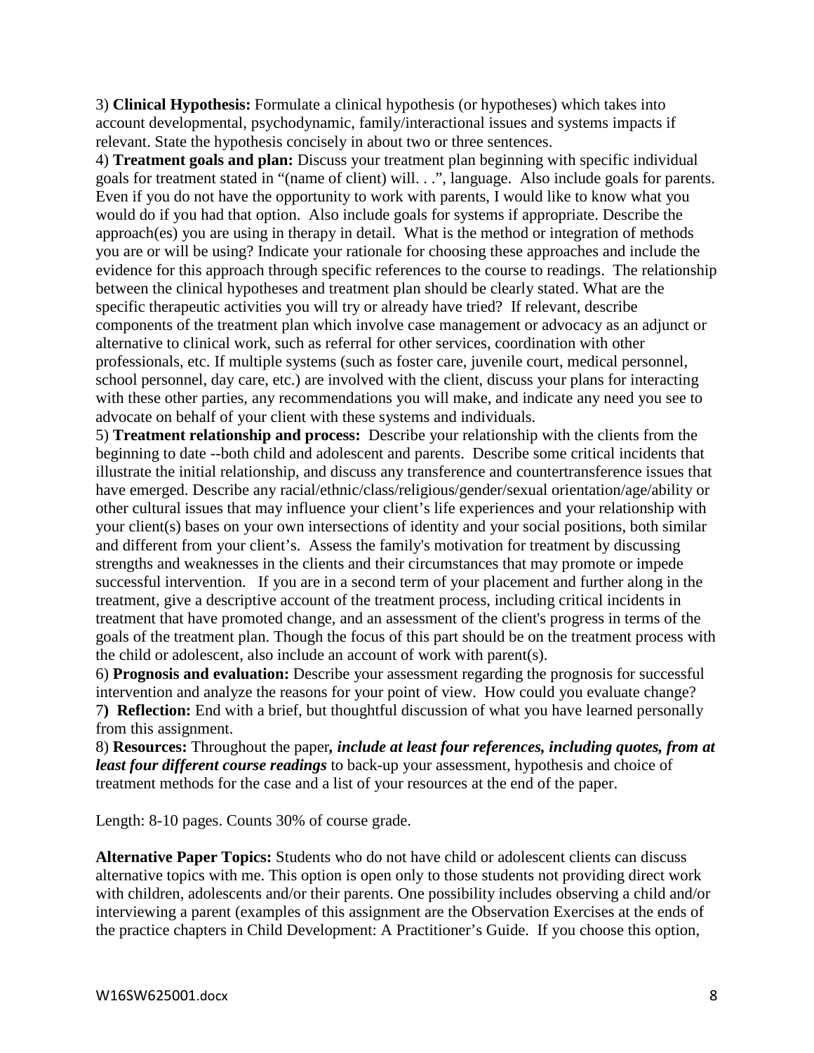3) **Clinical Hypothesis:** Formulate a clinical hypothesis (or hypotheses) which takes into account developmental, psychodynamic, family/interactional issues and systems impacts if relevant. State the hypothesis concisely in about two or three sentences.

4) **Treatment goals and plan:** Discuss your treatment plan beginning with specific individual goals for treatment stated in "(name of client) will. . .", language. Also include goals for parents. Even if you do not have the opportunity to work with parents, I would like to know what you would do if you had that option. Also include goals for systems if appropriate. Describe the approach(es) you are using in therapy in detail. What is the method or integration of methods you are or will be using? Indicate your rationale for choosing these approaches and include the evidence for this approach through specific references to the course to readings. The relationship between the clinical hypotheses and treatment plan should be clearly stated. What are the specific therapeutic activities you will try or already have tried? If relevant, describe components of the treatment plan which involve case management or advocacy as an adjunct or alternative to clinical work, such as referral for other services, coordination with other professionals, etc. If multiple systems (such as foster care, juvenile court, medical personnel, school personnel, day care, etc.) are involved with the client, discuss your plans for interacting with these other parties, any recommendations you will make, and indicate any need you see to advocate on behalf of your client with these systems and individuals.

5) **Treatment relationship and process:** Describe your relationship with the clients from the beginning to date --both child and adolescent and parents. Describe some critical incidents that illustrate the initial relationship, and discuss any transference and countertransference issues that have emerged. Describe any racial/ethnic/class/religious/gender/sexual orientation/age/ability or other cultural issues that may influence your client's life experiences and your relationship with your client(s) bases on your own intersections of identity and your social positions, both similar and different from your client's. Assess the family's motivation for treatment by discussing strengths and weaknesses in the clients and their circumstances that may promote or impede successful intervention. If you are in a second term of your placement and further along in the treatment, give a descriptive account of the treatment process, including critical incidents in treatment that have promoted change, and an assessment of the client's progress in terms of the goals of the treatment plan. Though the focus of this part should be on the treatment process with the child or adolescent, also include an account of work with parent(s).

6) **Prognosis and evaluation:** Describe your assessment regarding the prognosis for successful intervention and analyze the reasons for your point of view. How could you evaluate change?

7**) Reflection:** End with a brief, but thoughtful discussion of what you have learned personally from this assignment.

8) **Resources:** Throughout the paper**, *include at least four references, including quotes, from at least four different course readings*** to back-up your assessment, hypothesis and choice of treatment methods for the case and a list of your resources at the end of the paper.

Length: 8-10 pages. Counts 30% of course grade.

**Alternative Paper Topics:** Students who do not have child or adolescent clients can discuss alternative topics with me. This option is open only to those students not providing direct work with children, adolescents and/or their parents. One possibility includes observing a child and/or interviewing a parent (examples of this assignment are the Observation Exercises at the ends of the practice chapters in Child Development: A Practitioner's Guide. If you choose this option,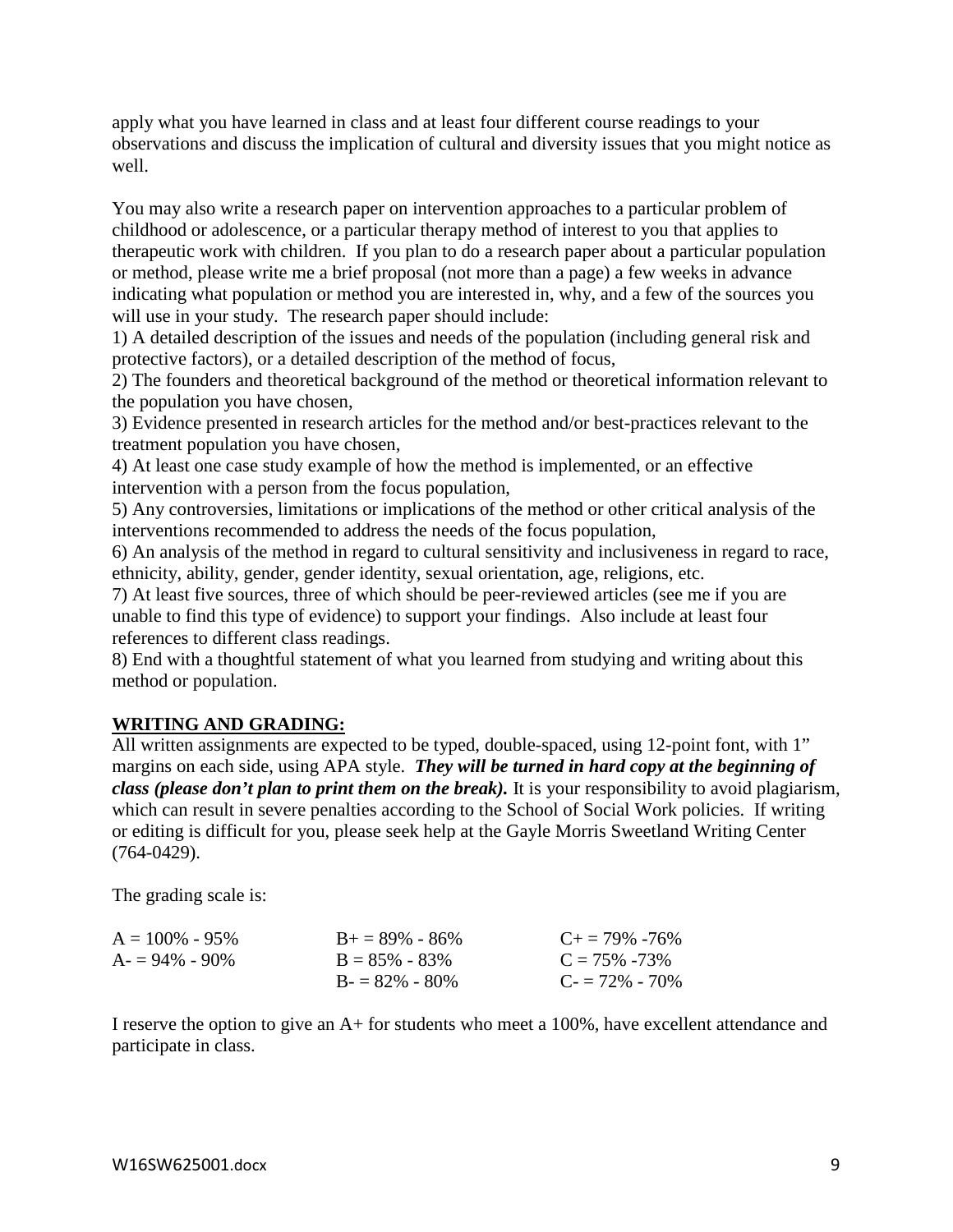apply what you have learned in class and at least four different course readings to your observations and discuss the implication of cultural and diversity issues that you might notice as well.

You may also write a research paper on intervention approaches to a particular problem of childhood or adolescence, or a particular therapy method of interest to you that applies to therapeutic work with children. If you plan to do a research paper about a particular population or method, please write me a brief proposal (not more than a page) a few weeks in advance indicating what population or method you are interested in, why, and a few of the sources you will use in your study. The research paper should include:

1) A detailed description of the issues and needs of the population (including general risk and protective factors), or a detailed description of the method of focus,
2) The founders and theoretical background of the method or theoretical information relevant to the population you have chosen,
3) Evidence presented in research articles for the method and/or best-practices relevant to the treatment population you have chosen,
4) At least one case study example of how the method is implemented, or an effective intervention with a person from the focus population,
5) Any controversies, limitations or implications of the method or other critical analysis of the interventions recommended to address the needs of the focus population,
6) An analysis of the method in regard to cultural sensitivity and inclusiveness in regard to race, ethnicity, ability, gender, gender identity, sexual orientation, age, religions, etc.
7) At least five sources, three of which should be peer-reviewed articles (see me if you are unable to find this type of evidence) to support your findings. Also include at least four references to different class readings.
8) End with a thoughtful statement of what you learned from studying and writing about this method or population.

## WRITING AND GRADING:

All written assignments are expected to be typed, double-spaced, using 12-point font, with 1" margins on each side, using APA style. ***They will be turned in hard copy at the beginning of class (please don't plan to print them on the break).*** It is your responsibility to avoid plagiarism, which can result in severe penalties according to the School of Social Work policies. If writing or editing is difficult for you, please seek help at the Gayle Morris Sweetland Writing Center (764-0429).

The grading scale is:

| | | |
|---|---|---|
| A = 100% - 95% | B+ = 89% - 86% | C+ = 79% -76% |
| A- = 94% - 90% | B = 85% - 83% | C = 75% -73% |
| | B- = 82% - 80% | C- = 72% - 70% |

I reserve the option to give an A+ for students who meet a 100%, have excellent attendance and participate in class.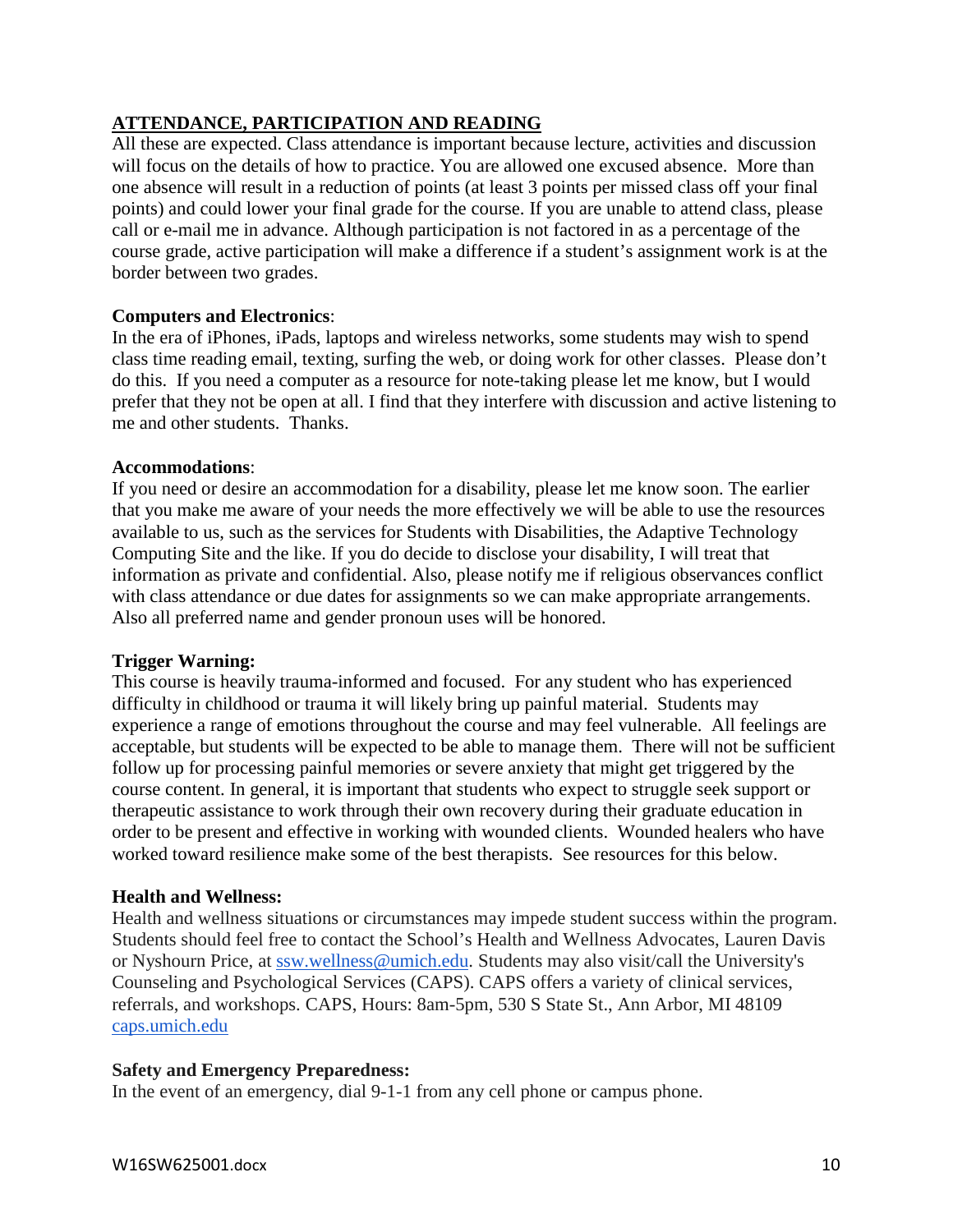## ATTENDANCE, PARTICIPATION AND READING

All these are expected. Class attendance is important because lecture, activities and discussion will focus on the details of how to practice. You are allowed one excused absence. More than one absence will result in a reduction of points (at least 3 points per missed class off your final points) and could lower your final grade for the course. If you are unable to attend class, please call or e-mail me in advance. Although participation is not factored in as a percentage of the course grade, active participation will make a difference if a student's assignment work is at the border between two grades.

**Computers and Electronics**:

In the era of iPhones, iPads, laptops and wireless networks, some students may wish to spend class time reading email, texting, surfing the web, or doing work for other classes. Please don't do this. If you need a computer as a resource for note-taking please let me know, but I would prefer that they not be open at all. I find that they interfere with discussion and active listening to me and other students. Thanks.

**Accommodations**:

If you need or desire an accommodation for a disability, please let me know soon. The earlier that you make me aware of your needs the more effectively we will be able to use the resources available to us, such as the services for Students with Disabilities, the Adaptive Technology Computing Site and the like. If you do decide to disclose your disability, I will treat that information as private and confidential. Also, please notify me if religious observances conflict with class attendance or due dates for assignments so we can make appropriate arrangements. Also all preferred name and gender pronoun uses will be honored.

**Trigger Warning:**

This course is heavily trauma-informed and focused. For any student who has experienced difficulty in childhood or trauma it will likely bring up painful material. Students may experience a range of emotions throughout the course and may feel vulnerable. All feelings are acceptable, but students will be expected to be able to manage them. There will not be sufficient follow up for processing painful memories or severe anxiety that might get triggered by the course content. In general, it is important that students who expect to struggle seek support or therapeutic assistance to work through their own recovery during their graduate education in order to be present and effective in working with wounded clients. Wounded healers who have worked toward resilience make some of the best therapists. See resources for this below.

**Health and Wellness:**

Health and wellness situations or circumstances may impede student success within the program. Students should feel free to contact the School's Health and Wellness Advocates, Lauren Davis or Nyshourn Price, at ssw.wellness@umich.edu. Students may also visit/call the University's Counseling and Psychological Services (CAPS). CAPS offers a variety of clinical services, referrals, and workshops. CAPS, Hours: 8am-5pm, 530 S State St., Ann Arbor, MI 48109 caps.umich.edu

**Safety and Emergency Preparedness:**

In the event of an emergency, dial 9-1-1 from any cell phone or campus phone.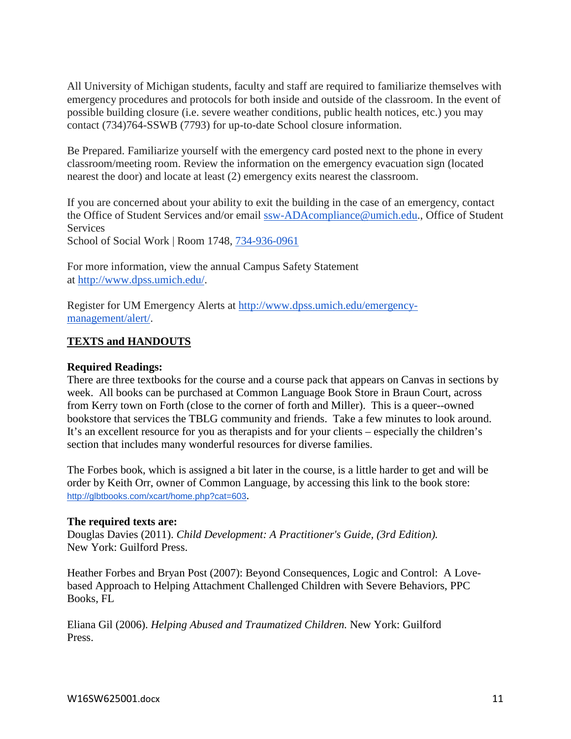All University of Michigan students, faculty and staff are required to familiarize themselves with emergency procedures and protocols for both inside and outside of the classroom. In the event of possible building closure (i.e. severe weather conditions, public health notices, etc.) you may contact (734)764-SSWB (7793) for up-to-date School closure information.

Be Prepared. Familiarize yourself with the emergency card posted next to the phone in every classroom/meeting room. Review the information on the emergency evacuation sign (located nearest the door) and locate at least (2) emergency exits nearest the classroom.

If you are concerned about your ability to exit the building in the case of an emergency, contact the Office of Student Services and/or email ssw-ADAcompliance@umich.edu., Office of Student Services
School of Social Work | Room 1748, 734-936-0961

For more information, view the annual Campus Safety Statement at http://www.dpss.umich.edu/.

Register for UM Emergency Alerts at http://www.dpss.umich.edu/emergency-management/alert/.

## TEXTS and HANDOUTS

**Required Readings:**
There are three textbooks for the course and a course pack that appears on Canvas in sections by week. All books can be purchased at Common Language Book Store in Braun Court, across from Kerry town on Forth (close to the corner of forth and Miller). This is a queer--owned bookstore that services the TBLG community and friends. Take a few minutes to look around. It's an excellent resource for you as therapists and for your clients – especially the children's section that includes many wonderful resources for diverse families.

The Forbes book, which is assigned a bit later in the course, is a little harder to get and will be order by Keith Orr, owner of Common Language, by accessing this link to the book store: http://glbtbooks.com/xcart/home.php?cat=603.

**The required texts are:**
Douglas Davies (2011). *Child Development: A Practitioner's Guide, (3rd Edition).* New York: Guilford Press.

Heather Forbes and Bryan Post (2007): Beyond Consequences, Logic and Control: A Love-based Approach to Helping Attachment Challenged Children with Severe Behaviors, PPC Books, FL

Eliana Gil (2006). *Helping Abused and Traumatized Children.* New York: Guilford Press.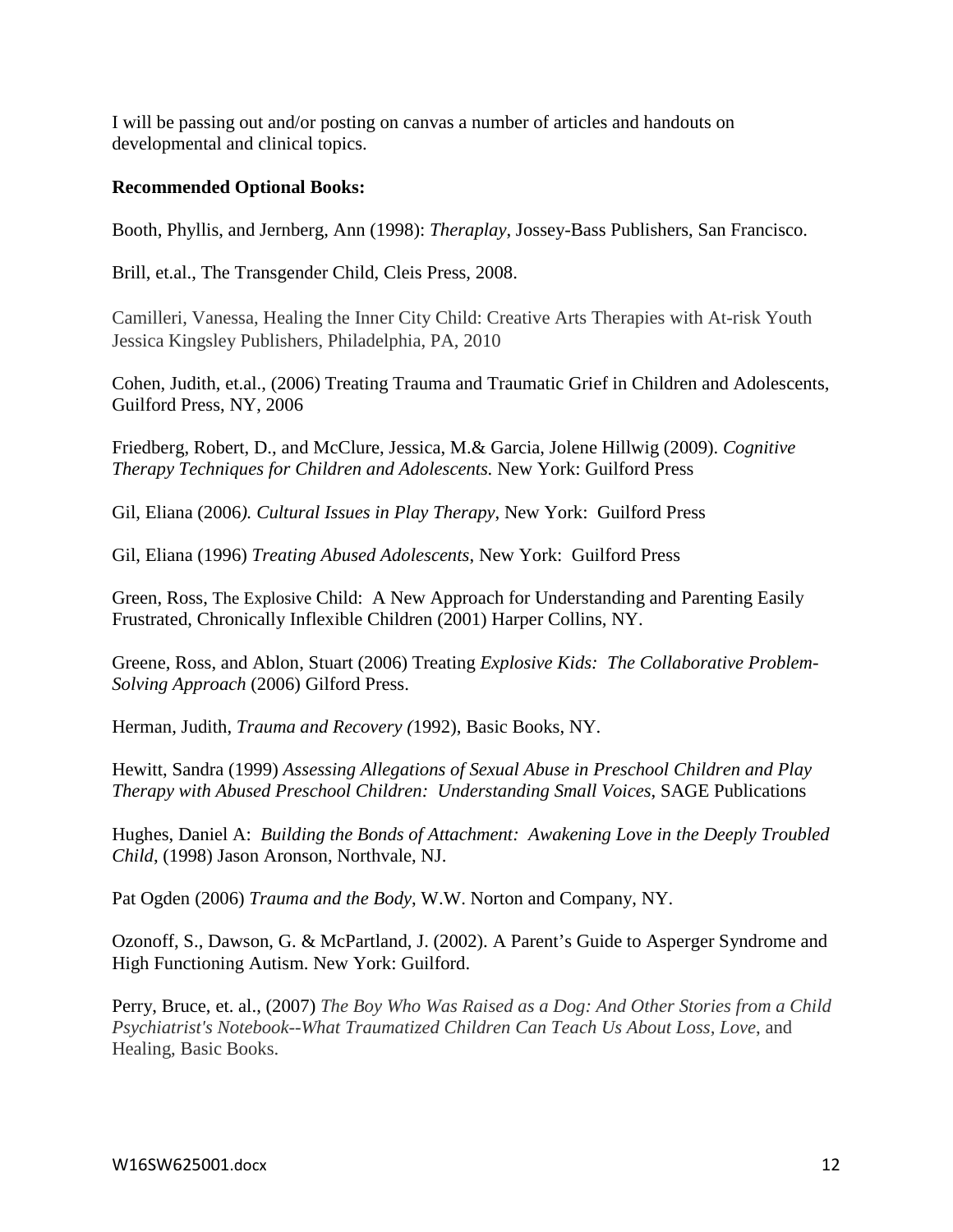I will be passing out and/or posting on canvas a number of articles and handouts on developmental and clinical topics.

**Recommended Optional Books:**

Booth, Phyllis, and Jernberg, Ann (1998): *Theraplay*, Jossey-Bass Publishers, San Francisco.

Brill, et.al., The Transgender Child, Cleis Press, 2008.

Camilleri, Vanessa, Healing the Inner City Child: Creative Arts Therapies with At-risk Youth Jessica Kingsley Publishers, Philadelphia, PA, 2010

Cohen, Judith, et.al., (2006) Treating Trauma and Traumatic Grief in Children and Adolescents, Guilford Press, NY, 2006

Friedberg, Robert, D., and McClure, Jessica, M.& Garcia, Jolene Hillwig (2009). *Cognitive Therapy Techniques for Children and Adolescents.* New York: Guilford Press

Gil, Eliana (2006*). Cultural Issues in Play Therapy*, New York: Guilford Press

Gil, Eliana (1996) *Treating Abused Adolescents*, New York: Guilford Press

Green, Ross, The Explosive Child: A New Approach for Understanding and Parenting Easily Frustrated, Chronically Inflexible Children (2001) Harper Collins, NY.

Greene, Ross, and Ablon, Stuart (2006) Treating *Explosive Kids: The Collaborative Problem-Solving Approach* (2006) Gilford Press.

Herman, Judith, *Trauma and Recovery (*1992), Basic Books, NY.

Hewitt, Sandra (1999) *Assessing Allegations of Sexual Abuse in Preschool Children and Play Therapy with Abused Preschool Children: Understanding Small Voices*, SAGE Publications

Hughes, Daniel A: *Building the Bonds of Attachment: Awakening Love in the Deeply Troubled Child*, (1998) Jason Aronson, Northvale, NJ.

Pat Ogden (2006) *Trauma and the Body*, W.W. Norton and Company, NY.

Ozonoff, S., Dawson, G. & McPartland, J. (2002). A Parent's Guide to Asperger Syndrome and High Functioning Autism. New York: Guilford.

Perry, Bruce, et. al., (2007) *The Boy Who Was Raised as a Dog: And Other Stories from a Child Psychiatrist's Notebook--What Traumatized Children Can Teach Us About Loss, Love*, and Healing, Basic Books.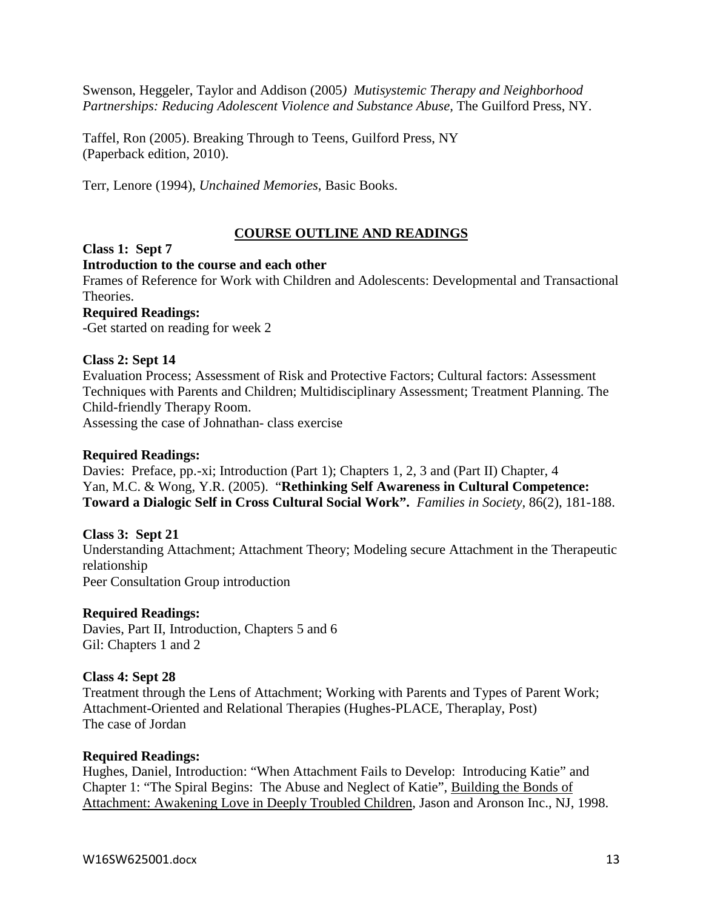Swenson, Heggeler, Taylor and Addison (2005*) Mutisystemic Therapy and Neighborhood Partnerships: Reducing Adolescent Violence and Substance Abuse,* The Guilford Press, NY.

Taffel, Ron (2005). Breaking Through to Teens, Guilford Press, NY (Paperback edition, 2010).

Terr, Lenore (1994), *Unchained Memories*, Basic Books.

## COURSE OUTLINE AND READINGS

**Class 1: Sept 7**

**Introduction to the course and each other**

Frames of Reference for Work with Children and Adolescents: Developmental and Transactional Theories.

**Required Readings:**

-Get started on reading for week 2

**Class 2: Sept 14**

Evaluation Process; Assessment of Risk and Protective Factors; Cultural factors: Assessment Techniques with Parents and Children; Multidisciplinary Assessment; Treatment Planning. The Child-friendly Therapy Room.

Assessing the case of Johnathan- class exercise

**Required Readings:**

Davies: Preface, pp.-xi; Introduction (Part 1); Chapters 1, 2, 3 and (Part II) Chapter, 4

Yan, M.C. & Wong, Y.R. (2005). "**Rethinking Self Awareness in Cultural Competence: Toward a Dialogic Self in Cross Cultural Social Work".** *Families in Society,* 86(2), 181-188.

**Class 3: Sept 21**

Understanding Attachment; Attachment Theory; Modeling secure Attachment in the Therapeutic relationship

Peer Consultation Group introduction

**Required Readings:**

Davies, Part II, Introduction, Chapters 5 and 6

Gil: Chapters 1 and 2

**Class 4: Sept 28**

Treatment through the Lens of Attachment; Working with Parents and Types of Parent Work; Attachment-Oriented and Relational Therapies (Hughes-PLACE, Theraplay, Post)

The case of Jordan

**Required Readings:**

Hughes, Daniel, Introduction: "When Attachment Fails to Develop: Introducing Katie" and Chapter 1: "The Spiral Begins: The Abuse and Neglect of Katie", Building the Bonds of Attachment: Awakening Love in Deeply Troubled Children, Jason and Aronson Inc., NJ, 1998.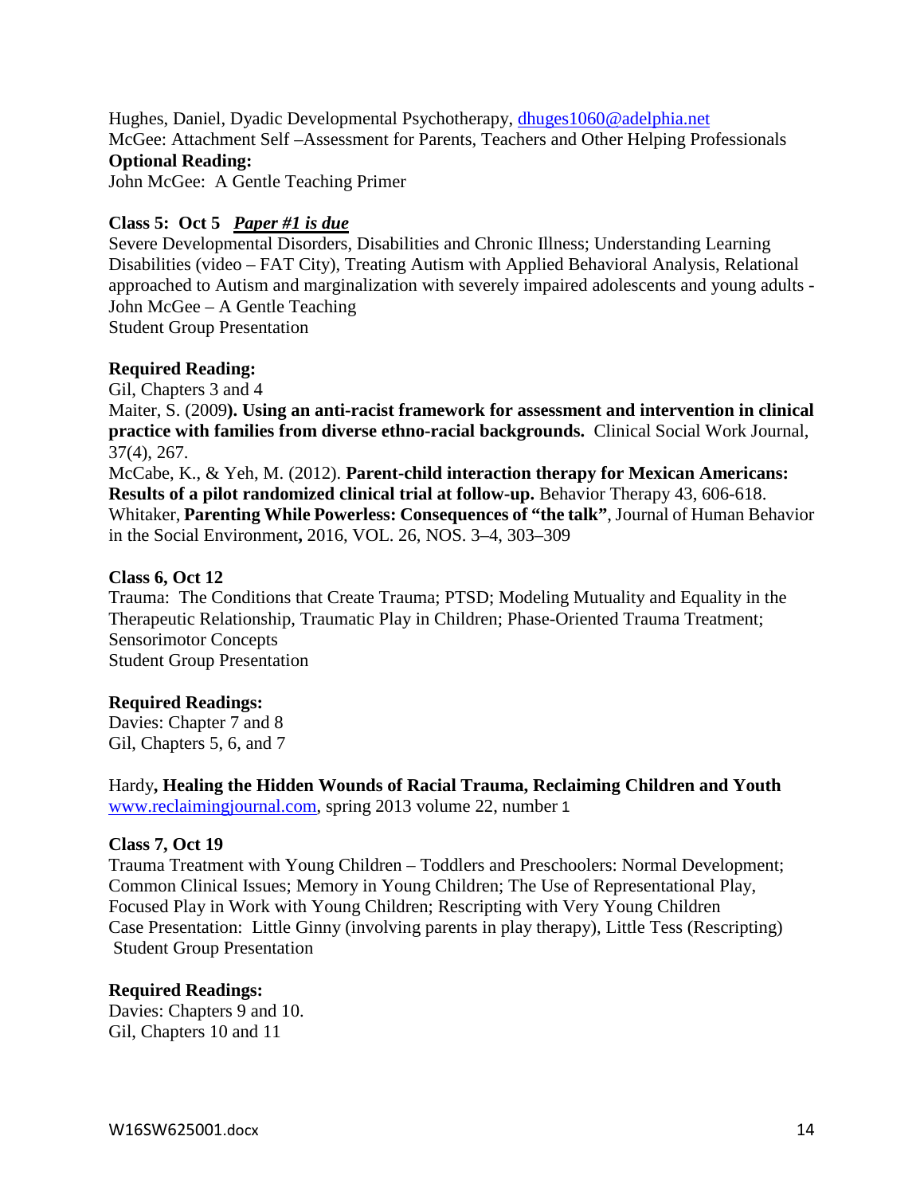Hughes, Daniel, Dyadic Developmental Psychotherapy, dhuges1060@adelphia.net
McGee: Attachment Self –Assessment for Parents, Teachers and Other Helping Professionals
**Optional Reading:**
John McGee: A Gentle Teaching Primer

**Class 5: Oct 5** ***Paper #1 is due***
Severe Developmental Disorders, Disabilities and Chronic Illness; Understanding Learning Disabilities (video – FAT City), Treating Autism with Applied Behavioral Analysis, Relational approached to Autism and marginalization with severely impaired adolescents and young adults - John McGee – A Gentle Teaching
Student Group Presentation

**Required Reading:**
Gil, Chapters 3 and 4
Maiter, S. (2009**). Using an anti-racist framework for assessment and intervention in clinical practice with families from diverse ethno-racial backgrounds.** Clinical Social Work Journal, 37(4), 267.
McCabe, K., & Yeh, M. (2012). **Parent-child interaction therapy for Mexican Americans: Results of a pilot randomized clinical trial at follow-up.** Behavior Therapy 43, 606-618.
Whitaker, **Parenting While Powerless: Consequences of "the talk"**, Journal of Human Behavior in the Social Environment**,** 2016, VOL. 26, NOS. 3–4, 303–309

**Class 6, Oct 12**
Trauma: The Conditions that Create Trauma; PTSD; Modeling Mutuality and Equality in the Therapeutic Relationship, Traumatic Play in Children; Phase-Oriented Trauma Treatment; Sensorimotor Concepts
Student Group Presentation

**Required Readings:**
Davies: Chapter 7 and 8
Gil, Chapters 5, 6, and 7

Hardy**, Healing the Hidden Wounds of Racial Trauma, Reclaiming Children and Youth** www.reclaimingjournal.com, spring 2013 volume 22, number 1

**Class 7, Oct 19**
Trauma Treatment with Young Children – Toddlers and Preschoolers: Normal Development; Common Clinical Issues; Memory in Young Children; The Use of Representational Play, Focused Play in Work with Young Children; Rescripting with Very Young Children
Case Presentation: Little Ginny (involving parents in play therapy), Little Tess (Rescripting)
Student Group Presentation

**Required Readings:**
Davies: Chapters 9 and 10.
Gil, Chapters 10 and 11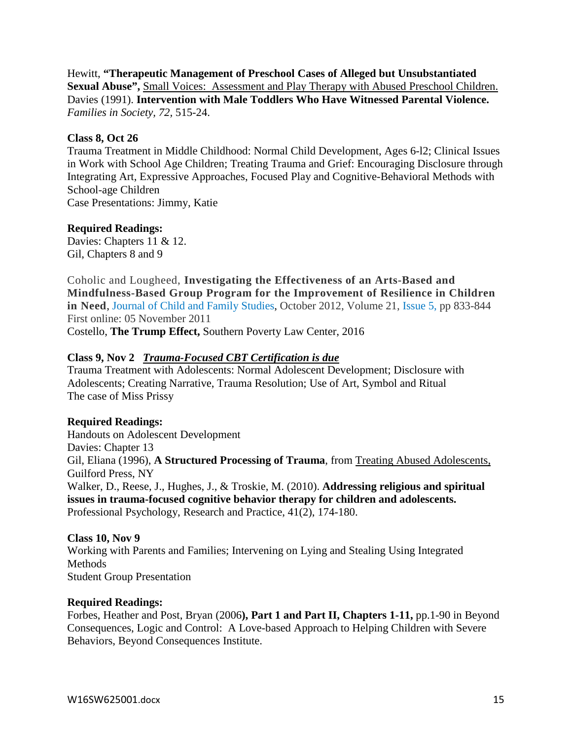Hewitt, **"Therapeutic Management of Preschool Cases of Alleged but Unsubstantiated Sexual Abuse",** Small Voices: Assessment and Play Therapy with Abused Preschool Children.
Davies (1991). **Intervention with Male Toddlers Who Have Witnessed Parental Violence.** *Families in Society, 72,* 515-24.

**Class 8, Oct 26**

Trauma Treatment in Middle Childhood: Normal Child Development, Ages 6-l2; Clinical Issues in Work with School Age Children; Treating Trauma and Grief: Encouraging Disclosure through Integrating Art, Expressive Approaches, Focused Play and Cognitive-Behavioral Methods with School-age Children
Case Presentations: Jimmy, Katie

**Required Readings:**

Davies: Chapters 11 & 12.
Gil, Chapters 8 and 9

Coholic and Lougheed, **Investigating the Effectiveness of an Arts-Based and Mindfulness-Based Group Program for the Improvement of Resilience in Children in Need**, Journal of Child and Family Studies, October 2012, Volume 21, Issue 5, pp 833-844
First online: 05 November 2011
Costello, **The Trump Effect,** Southern Poverty Law Center, 2016

**Class 9, Nov 2** ***Trauma-Focused CBT Certification is due***

Trauma Treatment with Adolescents: Normal Adolescent Development; Disclosure with Adolescents; Creating Narrative, Trauma Resolution; Use of Art, Symbol and Ritual
The case of Miss Prissy

**Required Readings:**

Handouts on Adolescent Development
Davies: Chapter 13
Gil, Eliana (1996), **A Structured Processing of Trauma**, from Treating Abused Adolescents, Guilford Press, NY
Walker, D., Reese, J., Hughes, J., & Troskie, M. (2010). **Addressing religious and spiritual issues in trauma-focused cognitive behavior therapy for children and adolescents.** Professional Psychology, Research and Practice, 41(2), 174-180.

**Class 10, Nov 9**

Working with Parents and Families; Intervening on Lying and Stealing Using Integrated Methods
Student Group Presentation

**Required Readings:**

Forbes, Heather and Post, Bryan (2006**), Part 1 and Part II, Chapters 1-11,** pp.1-90 in Beyond Consequences, Logic and Control: A Love-based Approach to Helping Children with Severe Behaviors, Beyond Consequences Institute.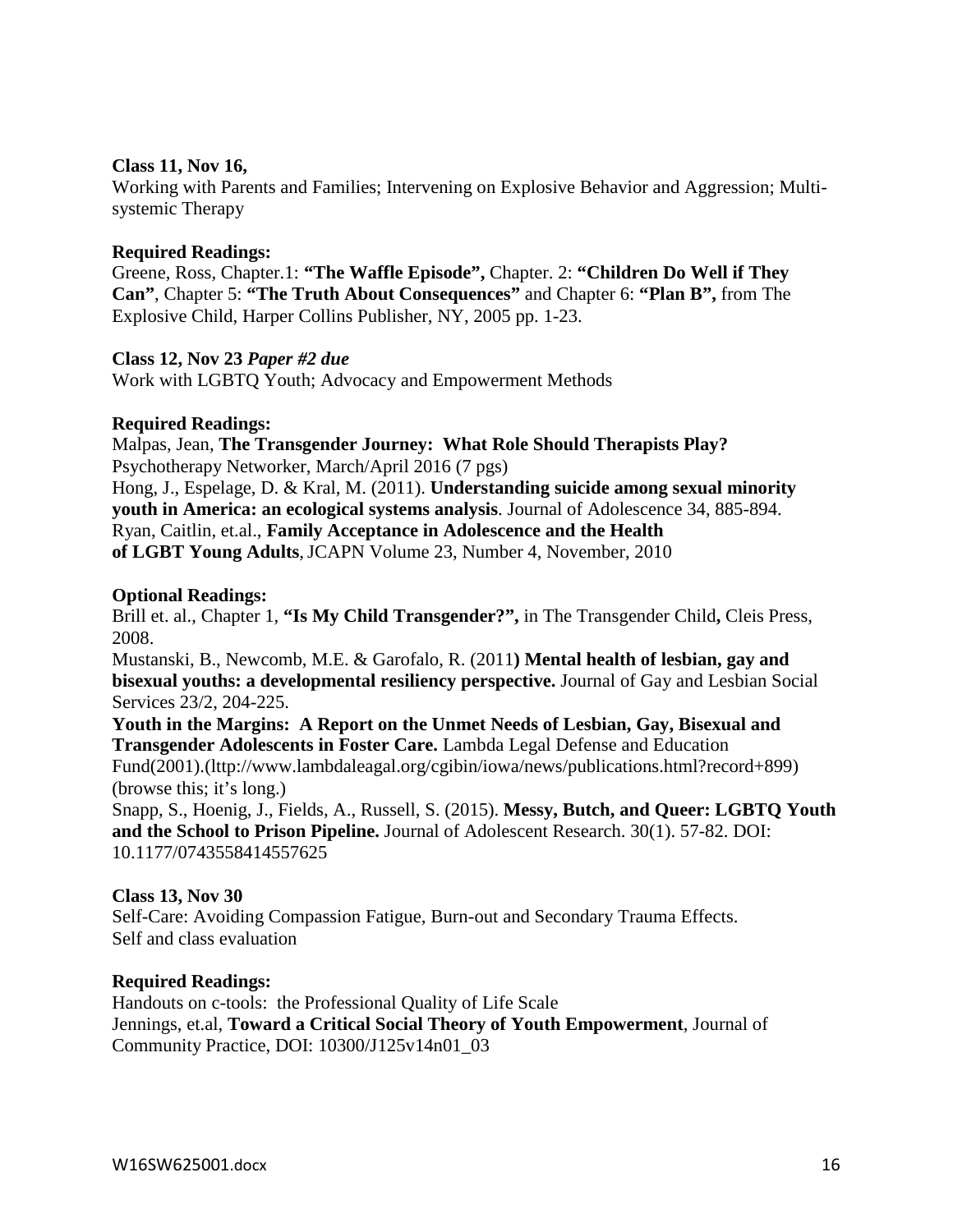**Class 11, Nov 16,**
Working with Parents and Families; Intervening on Explosive Behavior and Aggression; Multi-systemic Therapy

**Required Readings:**
Greene, Ross, Chapter.1: **"The Waffle Episode",** Chapter. 2: **"Children Do Well if They Can"**, Chapter 5: **"The Truth About Consequences"** and Chapter 6: **"Plan B",** from The Explosive Child, Harper Collins Publisher, NY, 2005 pp. 1-23.

**Class 12, Nov 23** ***Paper #2 due***
Work with LGBTQ Youth; Advocacy and Empowerment Methods

**Required Readings:**
Malpas, Jean, **The Transgender Journey: What Role Should Therapists Play?** Psychotherapy Networker, March/April 2016 (7 pgs)
Hong, J., Espelage, D. & Kral, M. (2011). **Understanding suicide among sexual minority youth in America: an ecological systems analysis**. Journal of Adolescence 34, 885-894.
Ryan, Caitlin, et.al., **Family Acceptance in Adolescence and the Health of LGBT Young Adults**, JCAPN Volume 23, Number 4, November, 2010

**Optional Readings:**
Brill et. al., Chapter 1, **"Is My Child Transgender?",** in The Transgender Child**,** Cleis Press, 2008.
Mustanski, B., Newcomb, M.E. & Garofalo, R. (2011**) Mental health of lesbian, gay and bisexual youths: a developmental resiliency perspective.** Journal of Gay and Lesbian Social Services 23/2, 204-225.
**Youth in the Margins: A Report on the Unmet Needs of Lesbian, Gay, Bisexual and Transgender Adolescents in Foster Care.** Lambda Legal Defense and Education Fund(2001).(lttp://www.lambdaleagal.org/cgibin/iowa/news/publications.html?record+899) (browse this; it's long.)
Snapp, S., Hoenig, J., Fields, A., Russell, S. (2015). **Messy, Butch, and Queer: LGBTQ Youth and the School to Prison Pipeline.** Journal of Adolescent Research. 30(1). 57-82. DOI: 10.1177/0743558414557625

**Class 13, Nov 30**
Self-Care: Avoiding Compassion Fatigue, Burn-out and Secondary Trauma Effects.
Self and class evaluation

**Required Readings:**
Handouts on c-tools: the Professional Quality of Life Scale
Jennings, et.al, **Toward a Critical Social Theory of Youth Empowerment**, Journal of Community Practice, DOI: 10300/J125v14n01_03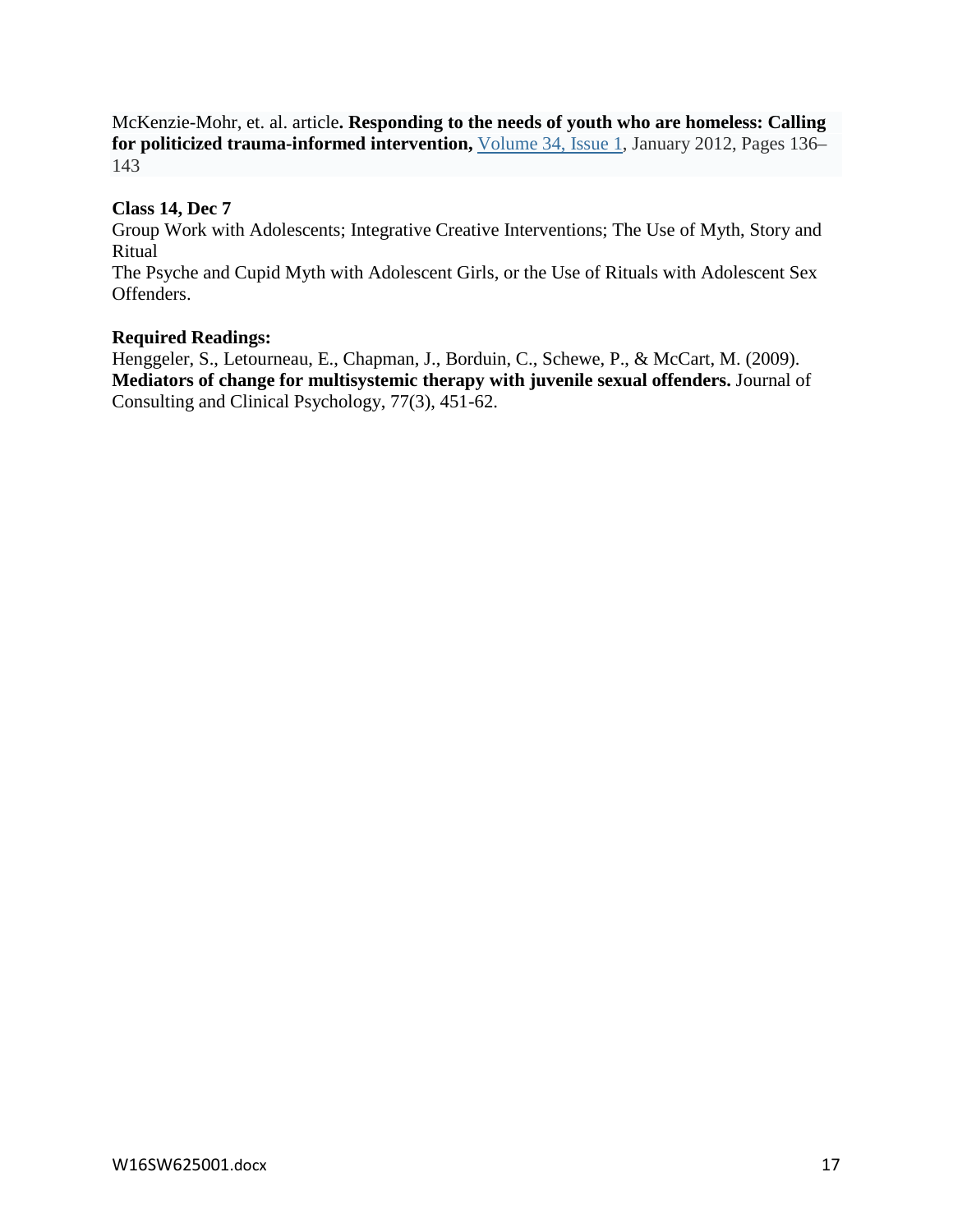McKenzie-Mohr, et. al. article**. Responding to the needs of youth who are homeless: Calling for politicized trauma-informed intervention,** Volume 34, Issue 1, January 2012, Pages 136–143

**Class 14, Dec 7**
Group Work with Adolescents; Integrative Creative Interventions; The Use of Myth, Story and Ritual
The Psyche and Cupid Myth with Adolescent Girls, or the Use of Rituals with Adolescent Sex Offenders.

**Required Readings:**
Henggeler, S., Letourneau, E., Chapman, J., Borduin, C., Schewe, P., & McCart, M. (2009). **Mediators of change for multisystemic therapy with juvenile sexual offenders.** Journal of Consulting and Clinical Psychology, 77(3), 451-62.